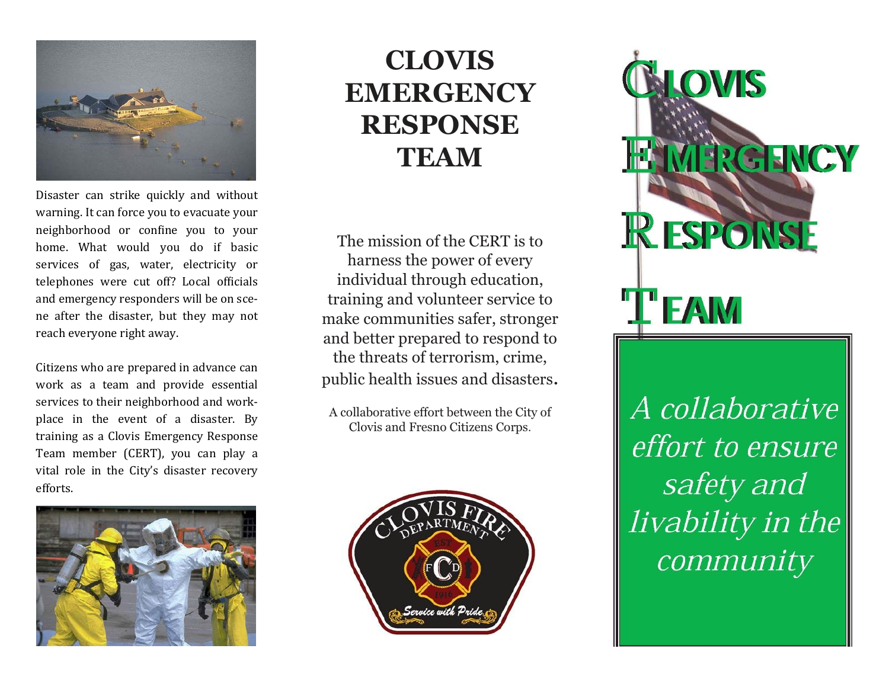Disaster can strike quickly and without warning. It can force you to evacuate your neighborhood or confine you to your home. What would you do if basic services of gas, water, electricity or telephones were cut off? Local officials and emergency responders will be on scene after the disaster, but they may not reach everyone right away.

Citizens who are prepared in advance can work as a team and provide essential services to their neighborhood and workplace in the event of a disaster. By training as a Clovis Emergency Response Team member (CERT), you can play a vital role in the City's disaster recovery efforts.

# CLOVIS EMERGENCY RESPONSE TEAM

The mission of the CERT is to harness the power of every individual through education, training and volunteer service to make communities safer, stronger and better prepared to respond to the threats of terrorism, crime, public health issues and disasters.

A collaborative effort between the City of Clovis and Fresno Citizens Corps.

CLOVIS FIRE DEPARTMENT
EST 1916
Service with Pride

# CLOVIS EMERGENCY RESPONSE TEAM

*A collaborative effort to ensure safety and livability in the community*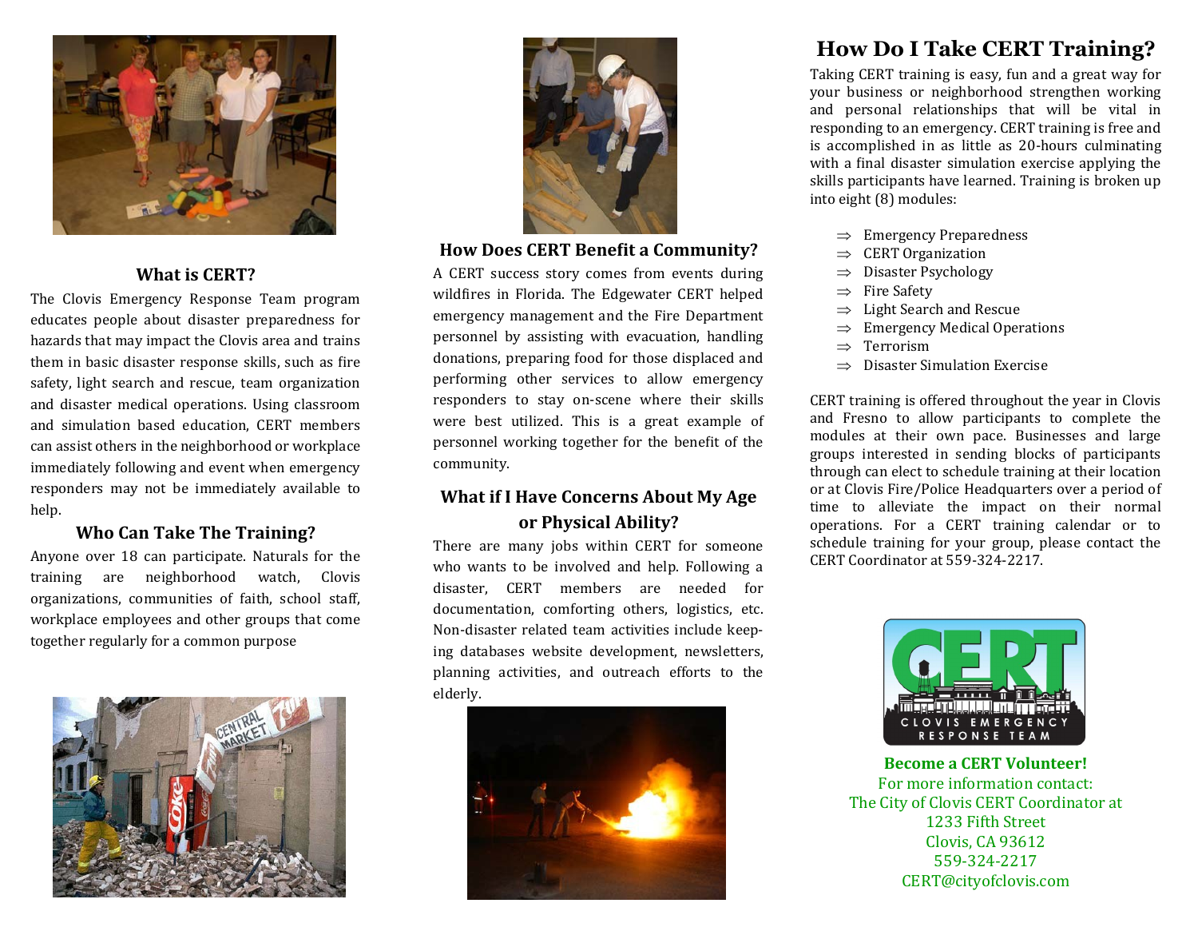### What is CERT?

The Clovis Emergency Response Team program educates people about disaster preparedness for hazards that may impact the Clovis area and trains them in basic disaster response skills, such as fire safety, light search and rescue, team organization and disaster medical operations. Using classroom and simulation based education, CERT members can assist others in the neighborhood or workplace immediately following and event when emergency responders may not be immediately available to help.

### Who Can Take The Training?

Anyone over 18 can participate. Naturals for the training are neighborhood watch, Clovis organizations, communities of faith, school staff, workplace employees and other groups that come together regularly for a common purpose

### How Does CERT Benefit a Community?

A CERT success story comes from events during wildfires in Florida. The Edgewater CERT helped emergency management and the Fire Department personnel by assisting with evacuation, handling donations, preparing food for those displaced and performing other services to allow emergency responders to stay on-scene where their skills were best utilized. This is a great example of personnel working together for the benefit of the community.

### What if I Have Concerns About My Age or Physical Ability?

There are many jobs within CERT for someone who wants to be involved and help. Following a disaster, CERT members are needed for documentation, comforting others, logistics, etc. Non-disaster related team activities include keep-ing databases website development, newsletters, planning activities, and outreach efforts to the elderly.

## How Do I Take CERT Training?

Taking CERT training is easy, fun and a great way for your business or neighborhood strengthen working and personal relationships that will be vital in responding to an emergency. CERT training is free and is accomplished in as little as 20-hours culminating with a final disaster simulation exercise applying the skills participants have learned. Training is broken up into eight (8) modules:

- ⇒ Emergency Preparedness
- ⇒ CERT Organization
- ⇒ Disaster Psychology
- ⇒ Fire Safety
- ⇒ Light Search and Rescue
- ⇒ Emergency Medical Operations
- ⇒ Terrorism
- ⇒ Disaster Simulation Exercise

CERT training is offered throughout the year in Clovis and Fresno to allow participants to complete the modules at their own pace. Businesses and large groups interested in sending blocks of participants through can elect to schedule training at their location or at Clovis Fire/Police Headquarters over a period of time to alleviate the impact on their normal operations. For a CERT training calendar or to schedule training for your group, please contact the CERT Coordinator at 559-324-2217.

CERT
CLOVIS EMERGENCY RESPONSE TEAM

**Become a CERT Volunteer!**
For more information contact:
The City of Clovis CERT Coordinator at
1233 Fifth Street
Clovis, CA 93612
559-324-2217
CERT@cityofclovis.com